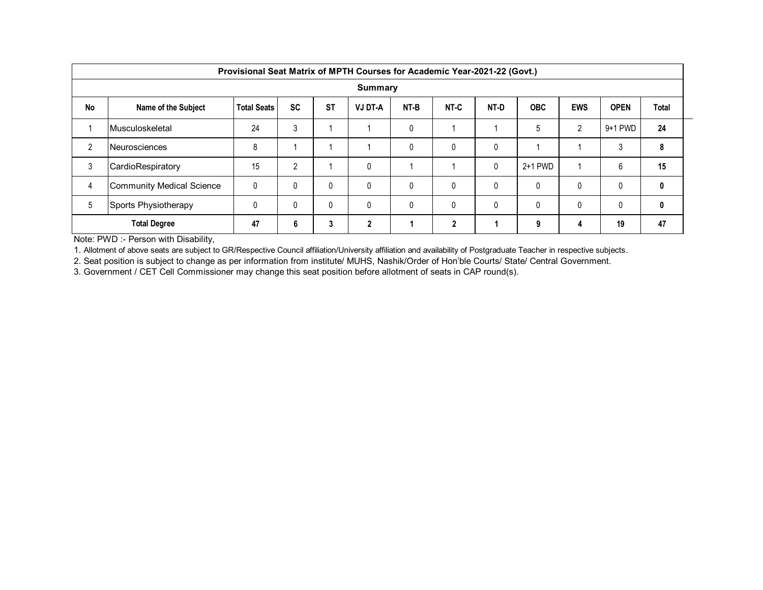| Provisional Seat Matrix of MPTH Courses for Academic Year-2021-22 (Govt.) | | | | | | | | | | | | |
|---|---|---|---|---|---|---|---|---|---|---|---|---|
| Summary | | | | | | | | | | | | |
| **No** | **Name of the Subject** | **Total Seats** | **SC** | **ST** | **VJ DT-A** | **NT-B** | **NT-C** | **NT-D** | **OBC** | **EWS** | **OPEN** | **Total** |
| 1 | Musculoskeletal | 24 | 3 | 1 | 1 | 0 | 1 | 1 | 5 | 2 | 9+1 PWD | **24** |
| 2 | Neurosciences | 8 | 1 | 1 | 1 | 0 | 0 | 0 | 1 | 1 | 3 | **8** |
| 3 | CardioRespiratory | 15 | 2 | 1 | 0 | 1 | 1 | 0 | 2+1 PWD | 1 | 6 | **15** |
| 4 | Community Medical Science | 0 | 0 | 0 | 0 | 0 | 0 | 0 | 0 | 0 | 0 | **0** |
| 5 | Sports Physiotherapy | 0 | 0 | 0 | 0 | 0 | 0 | 0 | 0 | 0 | 0 | **0** |
| **Total Degree** | | **47** | **6** | **3** | **2** | **1** | **2** | **1** | **9** | **4** | **19** | **47** |

Note: PWD :- Person with Disability,

1. Allotment of above seats are subject to GR/Respective Council affiliation/University affiliation and availability of Postgraduate Teacher in respective subjects.
2. Seat position is subject to change as per information from institute/ MUHS, Nashik/Order of Hon'ble Courts/ State/ Central Government.
3. Government / CET Cell Commissioner may change this seat position before allotment of seats in CAP round(s).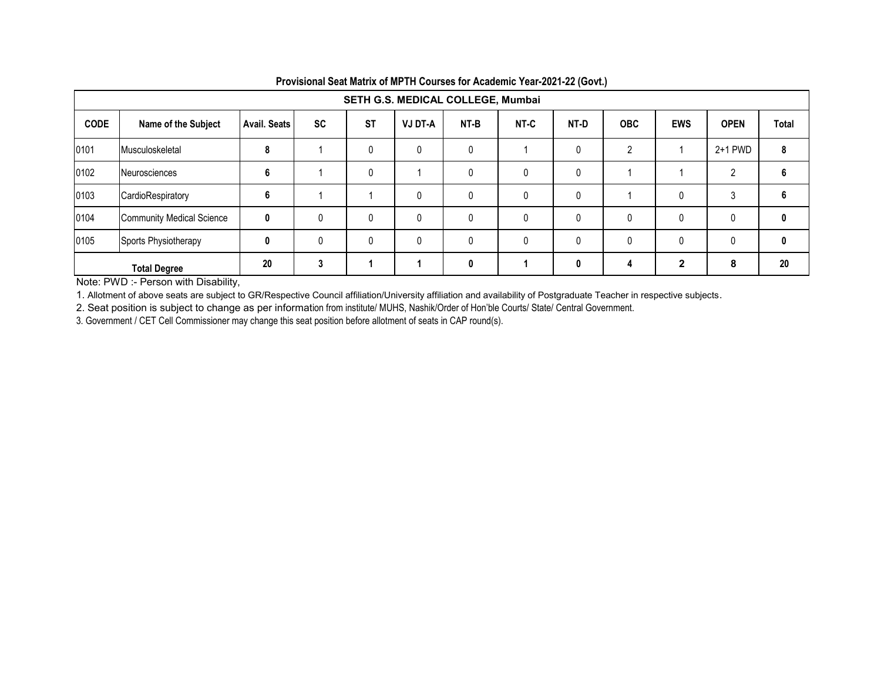**Provisional Seat Matrix of MPTH Courses for Academic Year-2021-22 (Govt.)**

| SETH G.S. MEDICAL COLLEGE, Mumbai | | | | | | | | | | | | |
|---|---|---|---|---|---|---|---|---|---|---|---|---|
| **CODE** | **Name of the Subject** | **Avail. Seats** | **SC** | **ST** | **VJ DT-A** | **NT-B** | **NT-C** | **NT-D** | **OBC** | **EWS** | **OPEN** | **Total** |
| 0101 | Musculoskeletal | **8** | 1 | 0 | 0 | 0 | 1 | 0 | 2 | 1 | 2+1 PWD | **8** |
| 0102 | Neurosciences | **6** | 1 | 0 | 1 | 0 | 0 | 0 | 1 | 1 | 2 | **6** |
| 0103 | CardioRespiratory | **6** | 1 | 1 | 0 | 0 | 0 | 0 | 1 | 0 | 3 | **6** |
| 0104 | Community Medical Science | **0** | 0 | 0 | 0 | 0 | 0 | 0 | 0 | 0 | 0 | **0** |
| 0105 | Sports Physiotherapy | **0** | 0 | 0 | 0 | 0 | 0 | 0 | 0 | 0 | 0 | **0** |
| **Total Degree** | | **20** | **3** | **1** | **1** | **0** | **1** | **0** | **4** | **2** | **8** | **20** |

Note: PWD :- Person with Disability,

1. Allotment of above seats are subject to GR/Respective Council affiliation/University affiliation and availability of Postgraduate Teacher in respective subjects.
2. Seat position is subject to change as per information from institute/ MUHS, Nashik/Order of Hon'ble Courts/ State/ Central Government.
3. Government / CET Cell Commissioner may change this seat position before allotment of seats in CAP round(s).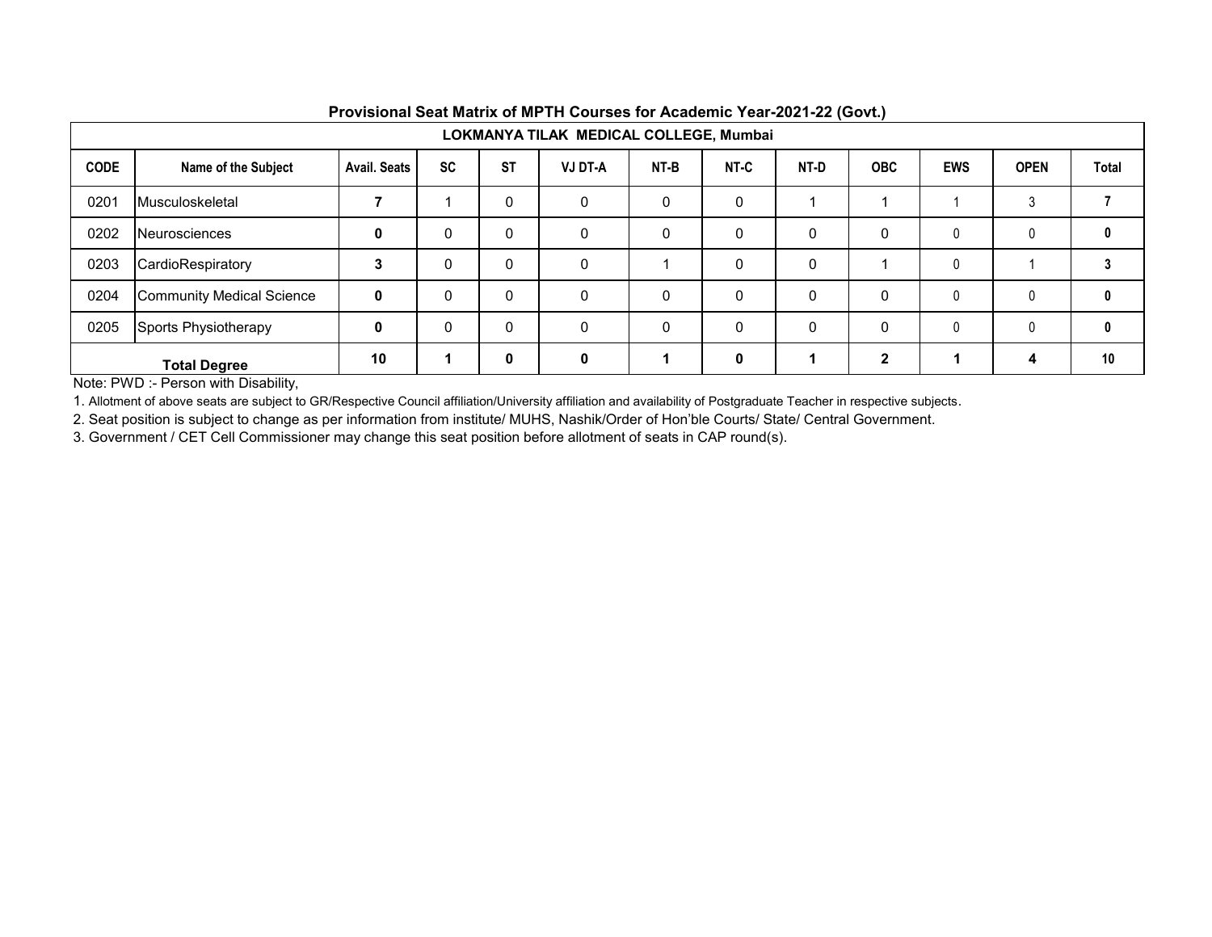## Provisional Seat Matrix of MPTH Courses for Academic Year-2021-22 (Govt.)

### LOKMANYA TILAK MEDICAL COLLEGE, Mumbai

| CODE | Name of the Subject | Avail. Seats | SC | ST | VJ DT-A | NT-B | NT-C | NT-D | OBC | EWS | OPEN | Total |
|---|---|---|---|---|---|---|---|---|---|---|---|---|
| 0201 | Musculoskeletal | **7** | 1 | 0 | 0 | 0 | 0 | 1 | 1 | 1 | 3 | **7** |
| 0202 | Neurosciences | **0** | 0 | 0 | 0 | 0 | 0 | 0 | 0 | 0 | 0 | **0** |
| 0203 | CardioRespiratory | **3** | 0 | 0 | 0 | 1 | 0 | 0 | 1 | 0 | 1 | **3** |
| 0204 | Community Medical Science | **0** | 0 | 0 | 0 | 0 | 0 | 0 | 0 | 0 | 0 | **0** |
| 0205 | Sports Physiotherapy | **0** | 0 | 0 | 0 | 0 | 0 | 0 | 0 | 0 | 0 | **0** |
| **Total Degree** | | **10** | **1** | **0** | **0** | **1** | **0** | **1** | **2** | **1** | **4** | **10** |

Note: PWD :- Person with Disability,

1. Allotment of above seats are subject to GR/Respective Council affiliation/University affiliation and availability of Postgraduate Teacher in respective subjects.
2. Seat position is subject to change as per information from institute/ MUHS, Nashik/Order of Hon'ble Courts/ State/ Central Government.
3. Government / CET Cell Commissioner may change this seat position before allotment of seats in CAP round(s).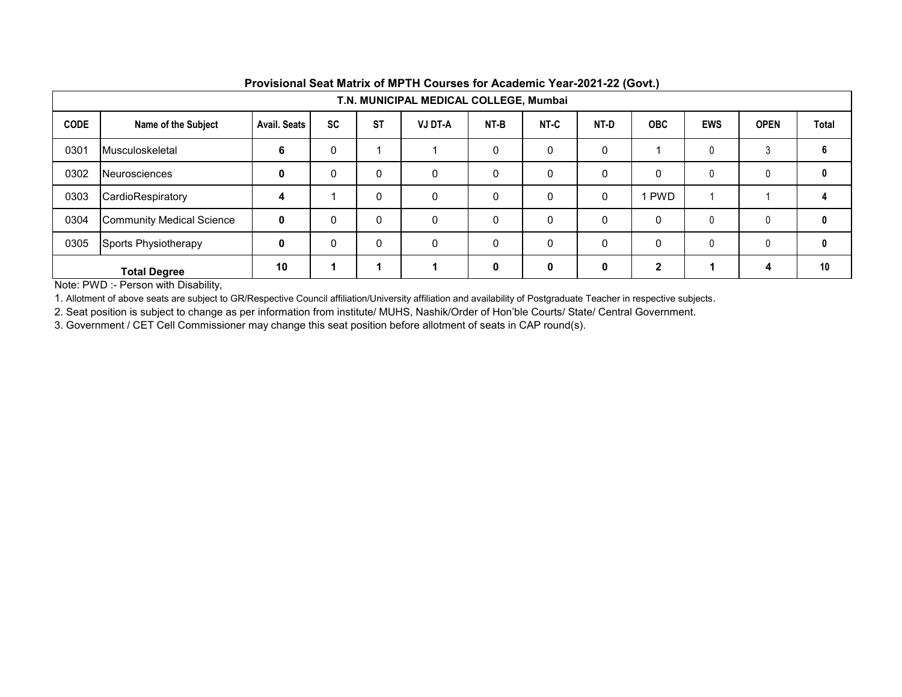## Provisional Seat Matrix of MPTH Courses for Academic Year-2021-22 (Govt.)

### T.N. MUNICIPAL MEDICAL COLLEGE, Mumbai

| CODE | Name of the Subject | Avail. Seats | SC | ST | VJ DT-A | NT-B | NT-C | NT-D | OBC | EWS | OPEN | Total |
|---|---|---|---|---|---|---|---|---|---|---|---|---|
| 0301 | Musculoskeletal | **6** | 0 | 1 | 1 | 0 | 0 | 0 | 1 | 0 | 3 | **6** |
| 0302 | Neurosciences | **0** | 0 | 0 | 0 | 0 | 0 | 0 | 0 | 0 | 0 | **0** |
| 0303 | CardioRespiratory | **4** | 1 | 0 | 0 | 0 | 0 | 0 | 1 PWD | 1 | 1 | **4** |
| 0304 | Community Medical Science | **0** | 0 | 0 | 0 | 0 | 0 | 0 | 0 | 0 | 0 | **0** |
| 0305 | Sports Physiotherapy | **0** | 0 | 0 | 0 | 0 | 0 | 0 | 0 | 0 | 0 | **0** |
| **Total Degree** | | **10** | **1** | **1** | **1** | **0** | **0** | **0** | **2** | **1** | **4** | **10** |

Note: PWD :- Person with Disability,

1. Allotment of above seats are subject to GR/Respective Council affiliation/University affiliation and availability of Postgraduate Teacher in respective subjects.
2. Seat position is subject to change as per information from institute/ MUHS, Nashik/Order of Hon'ble Courts/ State/ Central Government.
3. Government / CET Cell Commissioner may change this seat position before allotment of seats in CAP round(s).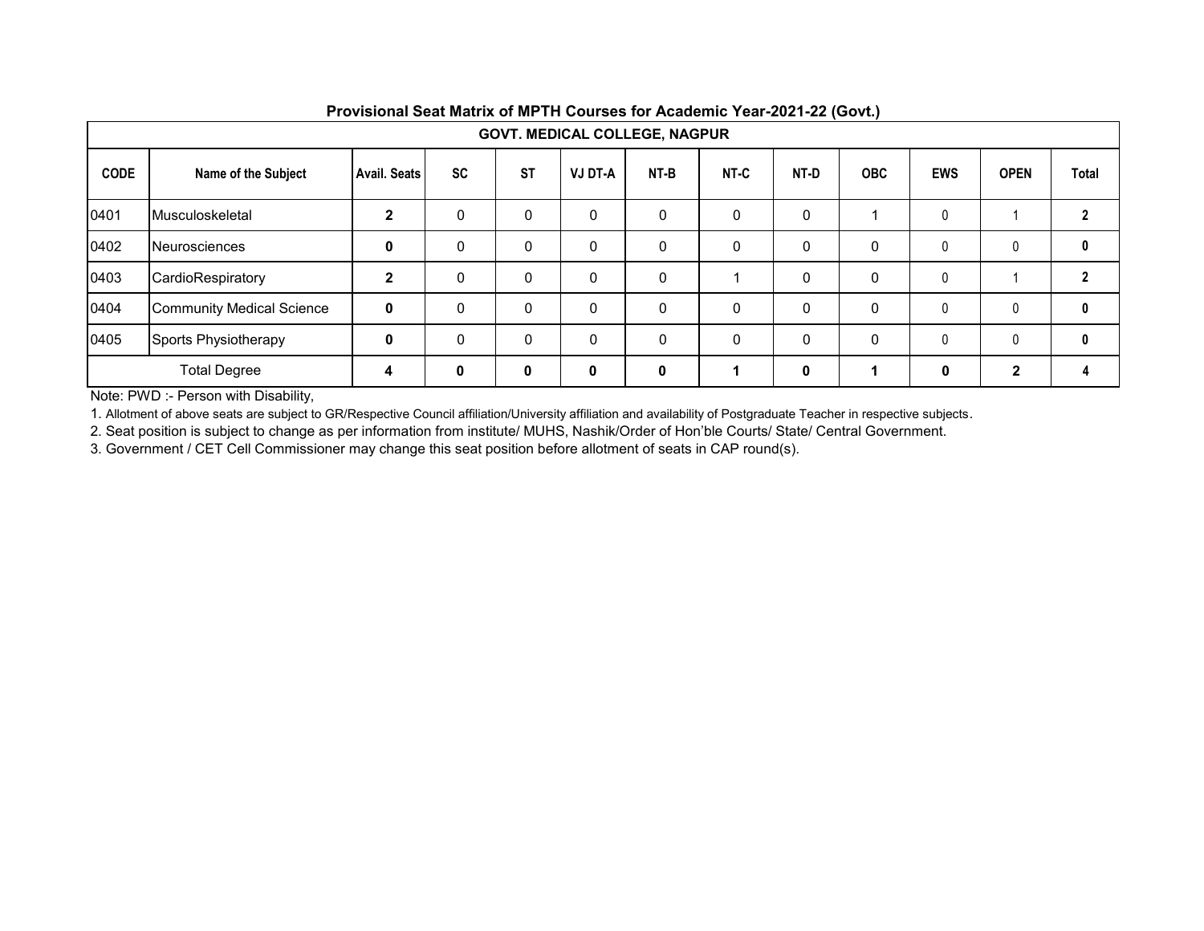## Provisional Seat Matrix of MPTH Courses for Academic Year-2021-22 (Govt.)

| GOVT. MEDICAL COLLEGE, NAGPUR | | | | | | | | | | | | |
|---|---|---|---|---|---|---|---|---|---|---|---|---|
| CODE | Name of the Subject | Avail. Seats | SC | ST | VJ DT-A | NT-B | NT-C | NT-D | OBC | EWS | OPEN | Total |
| 0401 | Musculoskeletal | **2** | 0 | 0 | 0 | 0 | 0 | 0 | 1 | 0 | 1 | **2** |
| 0402 | Neurosciences | **0** | 0 | 0 | 0 | 0 | 0 | 0 | 0 | 0 | 0 | **0** |
| 0403 | CardioRespiratory | **2** | 0 | 0 | 0 | 0 | 1 | 0 | 0 | 0 | 1 | **2** |
| 0404 | Community Medical Science | **0** | 0 | 0 | 0 | 0 | 0 | 0 | 0 | 0 | 0 | **0** |
| 0405 | Sports Physiotherapy | **0** | 0 | 0 | 0 | 0 | 0 | 0 | 0 | 0 | 0 | **0** |
| Total Degree | | **4** | **0** | **0** | **0** | **0** | **1** | **0** | **1** | **0** | **2** | **4** |

Note: PWD :- Person with Disability,

1. Allotment of above seats are subject to GR/Respective Council affiliation/University affiliation and availability of Postgraduate Teacher in respective subjects.
2. Seat position is subject to change as per information from institute/ MUHS, Nashik/Order of Hon'ble Courts/ State/ Central Government.
3. Government / CET Cell Commissioner may change this seat position before allotment of seats in CAP round(s).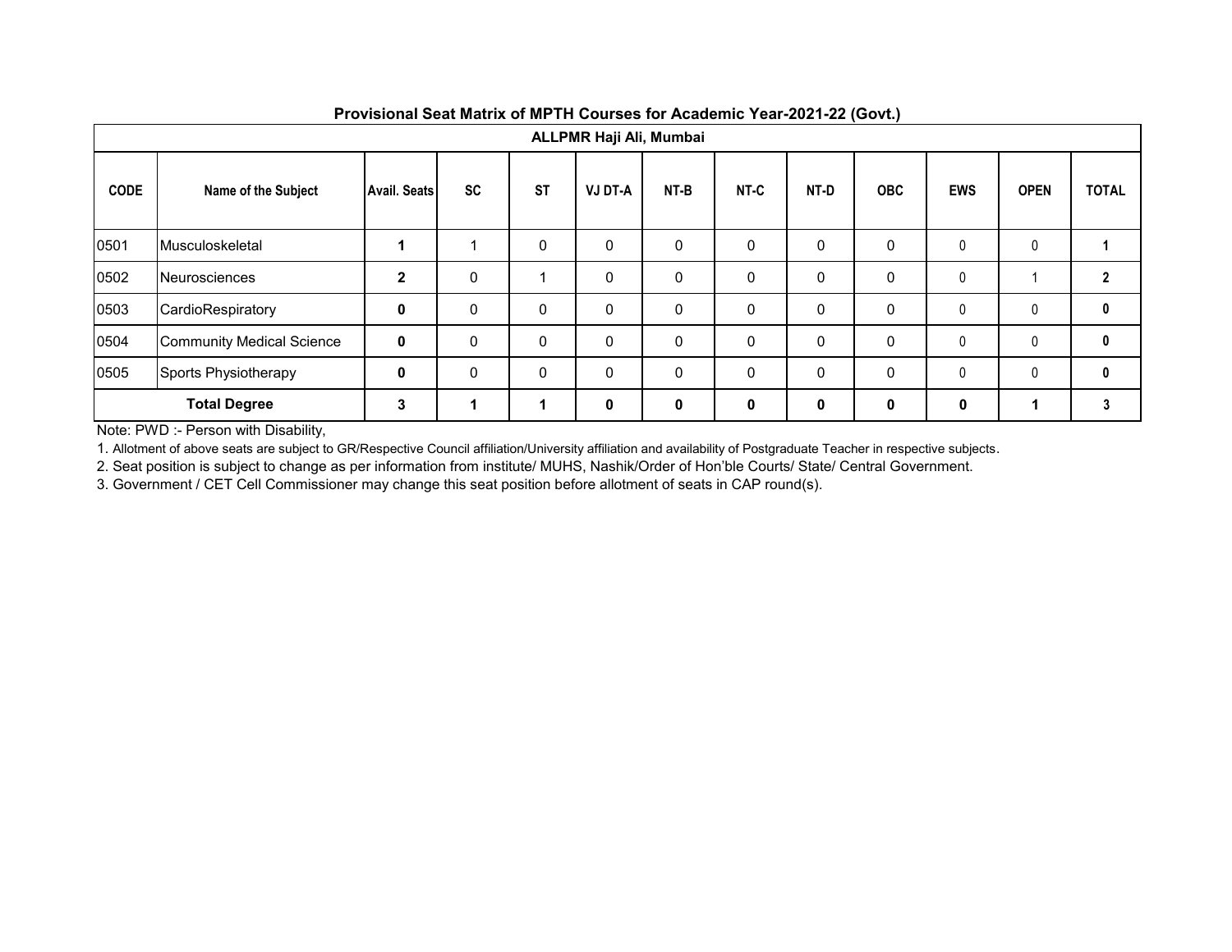## Provisional Seat Matrix of MPTH Courses for Academic Year-2021-22 (Govt.)

| ALLPMR Haji Ali, Mumbai | | | | | | | | | | | | |
|---|---|---|---|---|---|---|---|---|---|---|---|---|
| CODE | Name of the Subject | Avail. Seats | SC | ST | VJ DT-A | NT-B | NT-C | NT-D | OBC | EWS | OPEN | TOTAL |
| 0501 | Musculoskeletal | **1** | 1 | 0 | 0 | 0 | 0 | 0 | 0 | 0 | 0 | **1** |
| 0502 | Neurosciences | **2** | 0 | 1 | 0 | 0 | 0 | 0 | 0 | 0 | 1 | **2** |
| 0503 | CardioRespiratory | **0** | 0 | 0 | 0 | 0 | 0 | 0 | 0 | 0 | 0 | **0** |
| 0504 | Community Medical Science | **0** | 0 | 0 | 0 | 0 | 0 | 0 | 0 | 0 | 0 | **0** |
| 0505 | Sports Physiotherapy | **0** | 0 | 0 | 0 | 0 | 0 | 0 | 0 | 0 | 0 | **0** |
| **Total Degree** | | **3** | **1** | **1** | **0** | **0** | **0** | **0** | **0** | **0** | **1** | 3 |

Note: PWD :- Person with Disability,

1. Allotment of above seats are subject to GR/Respective Council affiliation/University affiliation and availability of Postgraduate Teacher in respective subjects.
2. Seat position is subject to change as per information from institute/ MUHS, Nashik/Order of Hon'ble Courts/ State/ Central Government.
3. Government / CET Cell Commissioner may change this seat position before allotment of seats in CAP round(s).